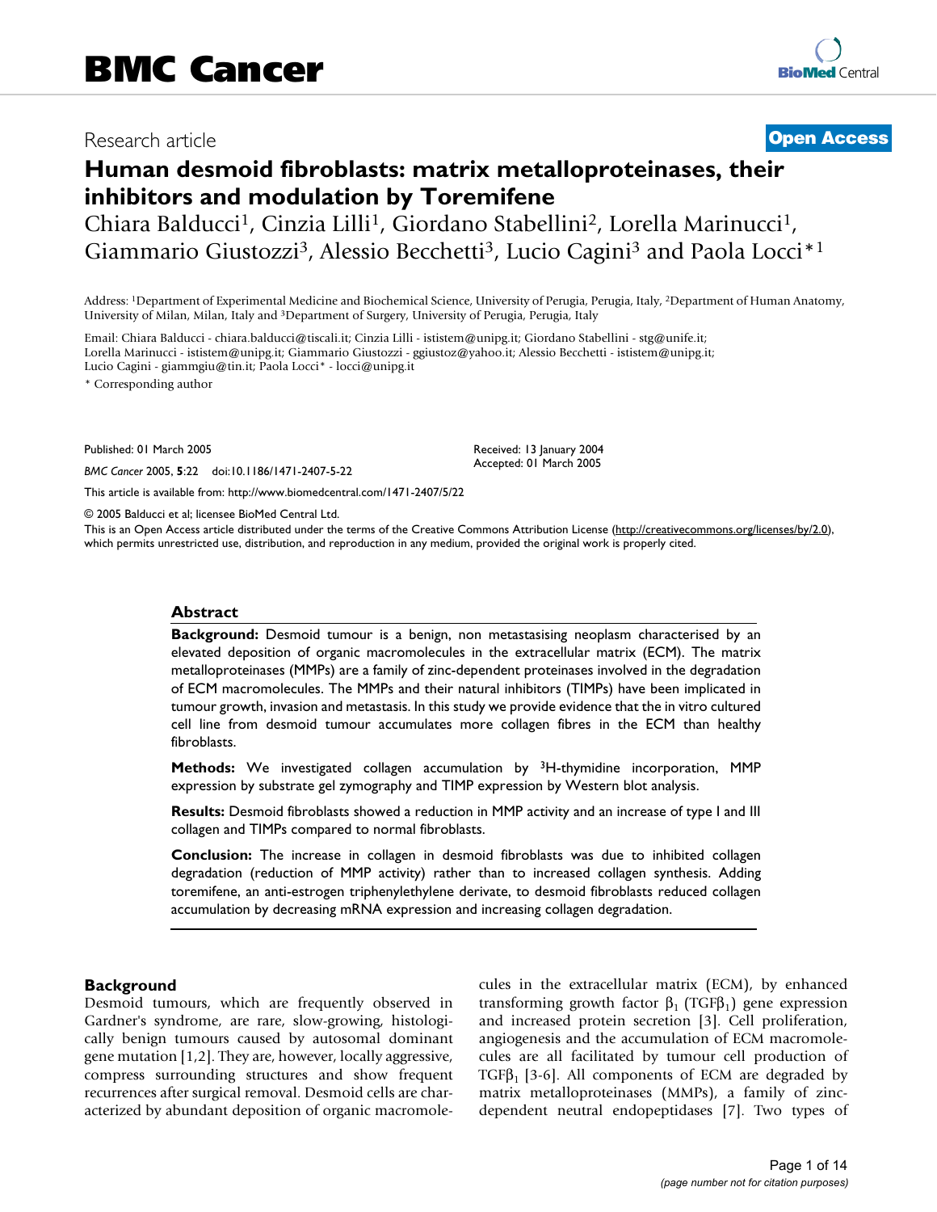Research article

**Open Access**

# Human desmoid fibroblasts: matrix metalloproteinases, their inhibitors and modulation by Toremifene

Chiara Balducci[1], Cinzia Lilli[1], Giordano Stabellini[2], Lorella Marinucci[1], Giammario Giustozzi[3], Alessio Becchetti[3], Lucio Cagini[3] and Paola Locci*[1]

Address: [1]Department of Experimental Medicine and Biochemical Science, University of Perugia, Perugia, Italy, [2]Department of Human Anatomy, University of Milan, Milan, Italy and [3]Department of Surgery, University of Perugia, Perugia, Italy

Email: Chiara Balducci - chiara.balducci@tiscali.it; Cinzia Lilli - ististem@unipg.it; Giordano Stabellini - stg@unife.it; Lorella Marinucci - ististem@unipg.it; Giammario Giustozzi - ggiustoz@yahoo.it; Alessio Becchetti - ististem@unipg.it; Lucio Cagini - giammgiu@tin.it; Paola Locci* - locci@unipg.it

\* Corresponding author

Published: 01 March 2005

*BMC Cancer* 2005, **5**:22 doi:10.1186/1471-2407-5-22

Received: 13 January 2004
Accepted: 01 March 2005

This article is available from: http://www.biomedcentral.com/1471-2407/5/22

© 2005 Balducci et al; licensee BioMed Central Ltd.

This is an Open Access article distributed under the terms of the Creative Commons Attribution License (http://creativecommons.org/licenses/by/2.0), which permits unrestricted use, distribution, and reproduction in any medium, provided the original work is properly cited.

## Abstract

**Background:** Desmoid tumour is a benign, non metastasising neoplasm characterised by an elevated deposition of organic macromolecules in the extracellular matrix (ECM). The matrix metalloproteinases (MMPs) are a family of zinc-dependent proteinases involved in the degradation of ECM macromolecules. The MMPs and their natural inhibitors (TIMPs) have been implicated in tumour growth, invasion and metastasis. In this study we provide evidence that the in vitro cultured cell line from desmoid tumour accumulates more collagen fibres in the ECM than healthy fibroblasts.

**Methods:** We investigated collagen accumulation by $^{3}$H-thymidine incorporation, MMP expression by substrate gel zymography and TIMP expression by Western blot analysis.

**Results:** Desmoid fibroblasts showed a reduction in MMP activity and an increase of type I and III collagen and TIMPs compared to normal fibroblasts.

**Conclusion:** The increase in collagen in desmoid fibroblasts was due to inhibited collagen degradation (reduction of MMP activity) rather than to increased collagen synthesis. Adding toremifene, an anti-estrogen triphenylethylene derivate, to desmoid fibroblasts reduced collagen accumulation by decreasing mRNA expression and increasing collagen degradation.

## Background

Desmoid tumours, which are frequently observed in Gardner's syndrome, are rare, slow-growing, histologically benign tumours caused by autosomal dominant gene mutation [1,2]. They are, however, locally aggressive, compress surrounding structures and show frequent recurrences after surgical removal. Desmoid cells are characterized by abundant deposition of organic macromolecules in the extracellular matrix (ECM), by enhanced transforming growth factor $\beta_1$ (TGF$\beta_1$) gene expression and increased protein secretion [3]. Cell proliferation, angiogenesis and the accumulation of ECM macromolecules are all facilitated by tumour cell production of TGF$\beta_1$ [3-6]. All components of ECM are degraded by matrix metalloproteinases (MMPs), a family of zinc-dependent neutral endopeptidases [7]. Two types of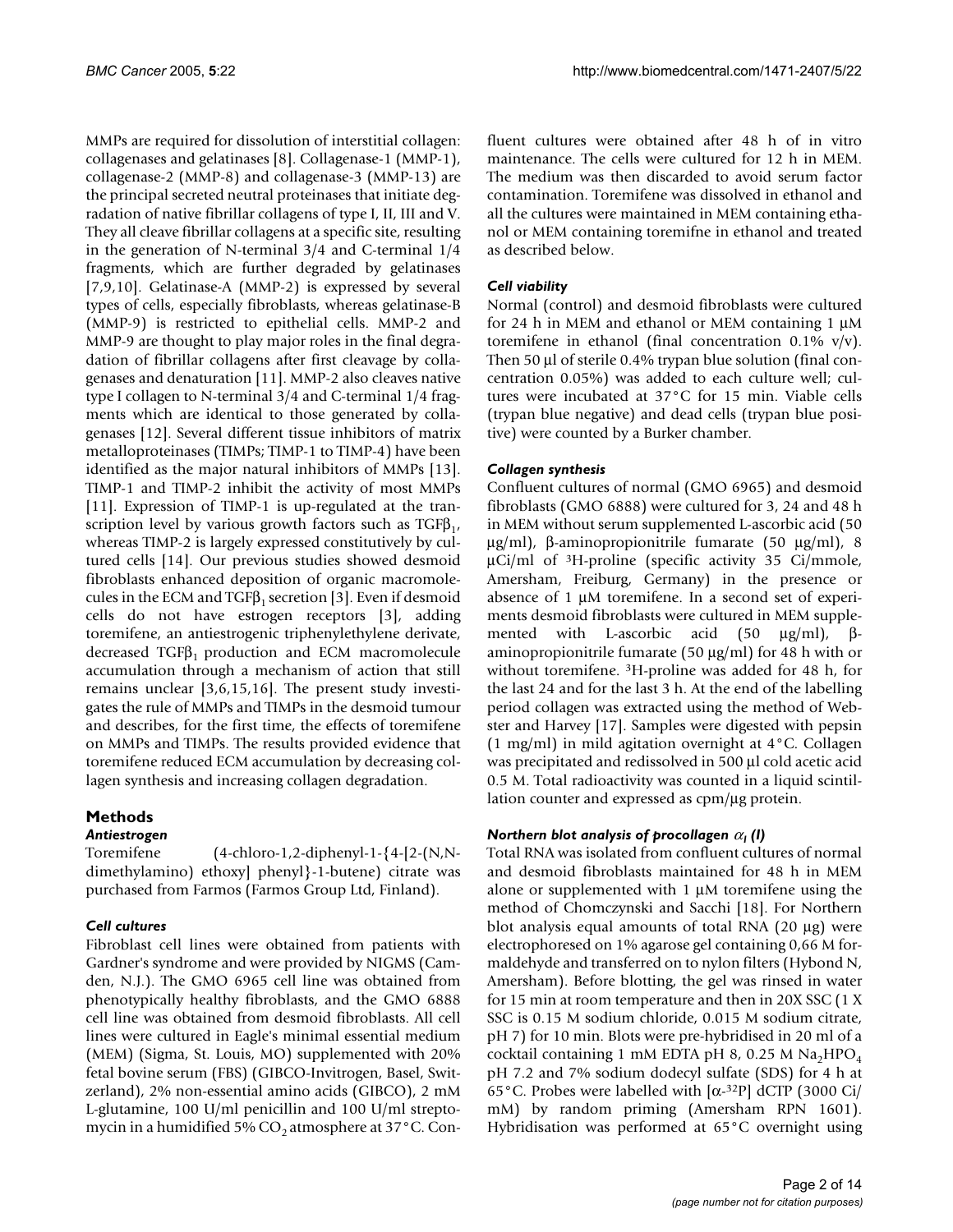MMPs are required for dissolution of interstitial collagen: collagenases and gelatinases [8]. Collagenase-1 (MMP-1), collagenase-2 (MMP-8) and collagenase-3 (MMP-13) are the principal secreted neutral proteinases that initiate degradation of native fibrillar collagens of type I, II, III and V. They all cleave fibrillar collagens at a specific site, resulting in the generation of N-terminal 3/4 and C-terminal 1/4 fragments, which are further degraded by gelatinases [7,9,10]. Gelatinase-A (MMP-2) is expressed by several types of cells, especially fibroblasts, whereas gelatinase-B (MMP-9) is restricted to epithelial cells. MMP-2 and MMP-9 are thought to play major roles in the final degradation of fibrillar collagens after first cleavage by collagenases and denaturation [11]. MMP-2 also cleaves native type I collagen to N-terminal 3/4 and C-terminal 1/4 fragments which are identical to those generated by collagenases [12]. Several different tissue inhibitors of matrix metalloproteinases (TIMPs; TIMP-1 to TIMP-4) have been identified as the major natural inhibitors of MMPs [13]. TIMP-1 and TIMP-2 inhibit the activity of most MMPs [11]. Expression of TIMP-1 is up-regulated at the transcription level by various growth factors such as $TGF\beta_1$, whereas TIMP-2 is largely expressed constitutively by cultured cells [14]. Our previous studies showed desmoid fibroblasts enhanced deposition of organic macromolecules in the ECM and $TGF\beta_1$ secretion [3]. Even if desmoid cells do not have estrogen receptors [3], adding toremifene, an antiestrogenic triphenylethylene derivate, decreased $TGF\beta_1$ production and ECM macromolecule accumulation through a mechanism of action that still remains unclear [3,6,15,16]. The present study investigates the rule of MMPs and TIMPs in the desmoid tumour and describes, for the first time, the effects of toremifene on MMPs and TIMPs. The results provided evidence that toremifene reduced ECM accumulation by decreasing collagen synthesis and increasing collagen degradation.

## Methods

### *Antiestrogen*

Toremifene (4-chloro-1,2-diphenyl-1-{4-[2-(N,N-dimethylamino) ethoxy] phenyl}-1-butene) citrate was purchased from Farmos (Farmos Group Ltd, Finland).

### *Cell cultures*

Fibroblast cell lines were obtained from patients with Gardner's syndrome and were provided by NIGMS (Camden, N.J.). The GMO 6965 cell line was obtained from phenotypically healthy fibroblasts, and the GMO 6888 cell line was obtained from desmoid fibroblasts. All cell lines were cultured in Eagle's minimal essential medium (MEM) (Sigma, St. Louis, MO) supplemented with 20% fetal bovine serum (FBS) (GIBCO-Invitrogen, Basel, Switzerland), 2% non-essential amino acids (GIBCO), 2 mM L-glutamine, 100 U/ml penicillin and 100 U/ml streptomycin in a humidified 5% $CO_2$ atmosphere at 37°C. Confluent cultures were obtained after 48 h of in vitro maintenance. The cells were cultured for 12 h in MEM. The medium was then discarded to avoid serum factor contamination. Toremifene was dissolved in ethanol and all the cultures were maintained in MEM containing ethanol or MEM containing toremifne in ethanol and treated as described below.

### *Cell viability*

Normal (control) and desmoid fibroblasts were cultured for 24 h in MEM and ethanol or MEM containing 1 μM toremifene in ethanol (final concentration 0.1% v/v). Then 50 μl of sterile 0.4% trypan blue solution (final concentration 0.05%) was added to each culture well; cultures were incubated at 37°C for 15 min. Viable cells (trypan blue negative) and dead cells (trypan blue positive) were counted by a Burker chamber.

### *Collagen synthesis*

Confluent cultures of normal (GMO 6965) and desmoid fibroblasts (GMO 6888) were cultured for 3, 24 and 48 h in MEM without serum supplemented L-ascorbic acid (50 μg/ml), β-aminopropionitrile fumarate (50 μg/ml), 8 μCi/ml of $^3$H-proline (specific activity 35 Ci/mmole, Amersham, Freiburg, Germany) in the presence or absence of 1 μM toremifene. In a second set of experiments desmoid fibroblasts were cultured in MEM supplemented with L-ascorbic acid (50 μg/ml), β-aminopropionitrile fumarate (50 μg/ml) for 48 h with or without toremifene. $^3$H-proline was added for 48 h, for the last 24 and for the last 3 h. At the end of the labelling period collagen was extracted using the method of Webster and Harvey [17]. Samples were digested with pepsin (1 mg/ml) in mild agitation overnight at 4°C. Collagen was precipitated and redissolved in 500 μl cold acetic acid 0.5 M. Total radioactivity was counted in a liquid scintillation counter and expressed as cpm/μg protein.

### *Northern blot analysis of procollagen $\alpha_I$ (I)*

Total RNA was isolated from confluent cultures of normal and desmoid fibroblasts maintained for 48 h in MEM alone or supplemented with 1 μM toremifene using the method of Chomczynski and Sacchi [18]. For Northern blot analysis equal amounts of total RNA (20 μg) were electrophoresed on 1% agarose gel containing 0,66 M formaldehyde and transferred on to nylon filters (Hybond N, Amersham). Before blotting, the gel was rinsed in water for 15 min at room temperature and then in 20X SSC (1 X SSC is 0.15 M sodium chloride, 0.015 M sodium citrate, pH 7) for 10 min. Blots were pre-hybridised in 20 ml of a cocktail containing 1 mM EDTA pH 8, 0.25 M $Na_2HPO_4$ pH 7.2 and 7% sodium dodecyl sulfate (SDS) for 4 h at 65°C. Probes were labelled with [α-$^{32}$P] dCTP (3000 Ci/mM) by random priming (Amersham RPN 1601). Hybridisation was performed at 65°C overnight using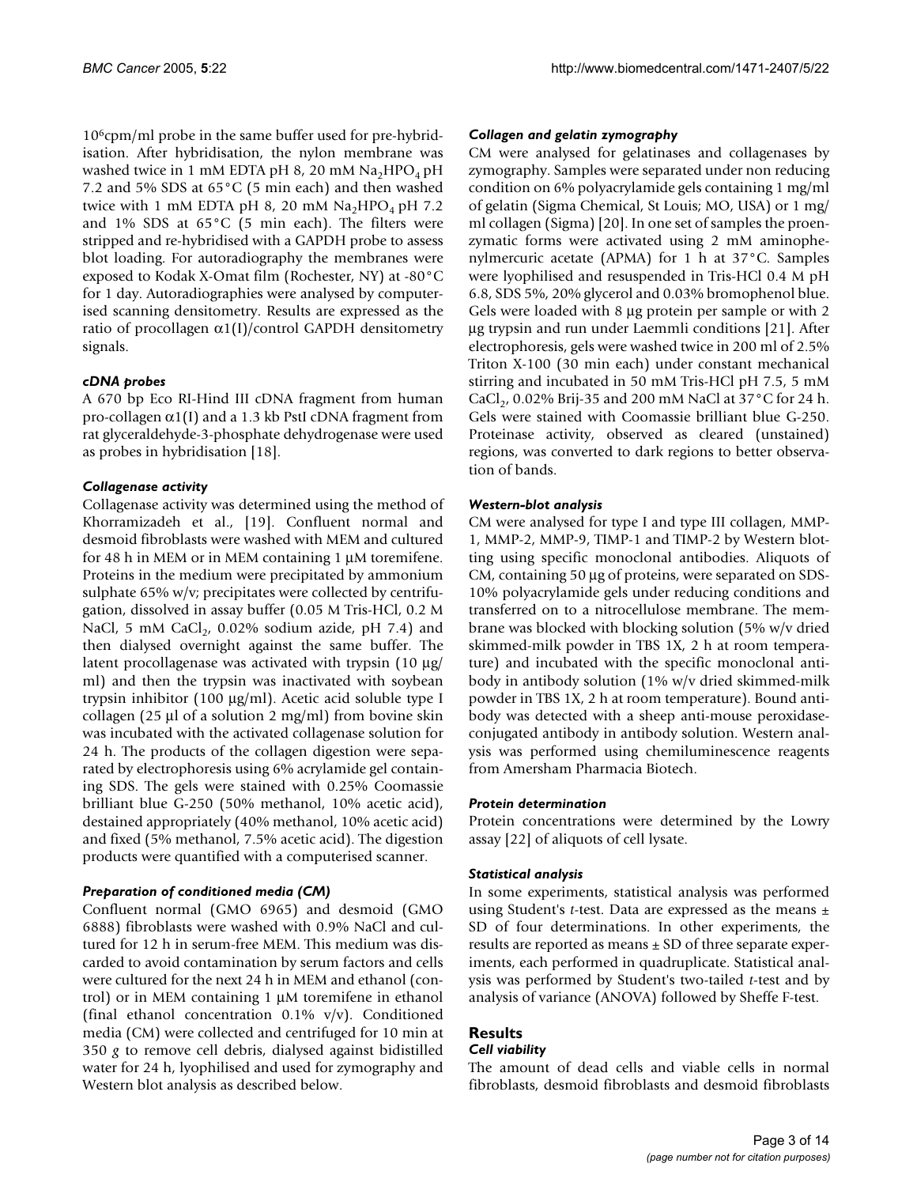$10^6$cpm/ml probe in the same buffer used for pre-hybridisation. After hybridisation, the nylon membrane was washed twice in 1 mM EDTA pH 8, 20 mM $Na_2HPO_4$ pH 7.2 and 5% SDS at 65°C (5 min each) and then washed twice with 1 mM EDTA pH 8, 20 mM $Na_2HPO_4$ pH 7.2 and 1% SDS at 65°C (5 min each). The filters were stripped and re-hybridised with a GAPDH probe to assess blot loading. For autoradiography the membranes were exposed to Kodak X-Omat film (Rochester, NY) at -80°C for 1 day. Autoradiographies were analysed by computerised scanning densitometry. Results are expressed as the ratio of procollagen $\alpha$1(I)/control GAPDH densitometry signals.

### *cDNA probes*

A 670 bp Eco RI-Hind III cDNA fragment from human pro-collagen $\alpha$1(I) and a 1.3 kb PstI cDNA fragment from rat glyceraldehyde-3-phosphate dehydrogenase were used as probes in hybridisation [18].

### *Collagenase activity*

Collagenase activity was determined using the method of Khorramizadeh et al., [19]. Confluent normal and desmoid fibroblasts were washed with MEM and cultured for 48 h in MEM or in MEM containing 1 μM toremifene. Proteins in the medium were precipitated by ammonium sulphate 65% w/v; precipitates were collected by centrifugation, dissolved in assay buffer (0.05 M Tris-HCl, 0.2 M NaCl, 5 mM $CaCl_2$, 0.02% sodium azide, pH 7.4) and then dialysed overnight against the same buffer. The latent procollagenase was activated with trypsin (10 μg/ml) and then the trypsin was inactivated with soybean trypsin inhibitor (100 μg/ml). Acetic acid soluble type I collagen (25 μl of a solution 2 mg/ml) from bovine skin was incubated with the activated collagenase solution for 24 h. The products of the collagen digestion were separated by electrophoresis using 6% acrylamide gel containing SDS. The gels were stained with 0.25% Coomassie brilliant blue G-250 (50% methanol, 10% acetic acid), destained appropriately (40% methanol, 10% acetic acid) and fixed (5% methanol, 7.5% acetic acid). The digestion products were quantified with a computerised scanner.

### *Preparation of conditioned media (CM)*

Confluent normal (GMO 6965) and desmoid (GMO 6888) fibroblasts were washed with 0.9% NaCl and cultured for 12 h in serum-free MEM. This medium was discarded to avoid contamination by serum factors and cells were cultured for the next 24 h in MEM and ethanol (control) or in MEM containing 1 μM toremifene in ethanol (final ethanol concentration 0.1% v/v). Conditioned media (CM) were collected and centrifuged for 10 min at 350 *g* to remove cell debris, dialysed against bidistilled water for 24 h, lyophilised and used for zymography and Western blot analysis as described below.

### *Collagen and gelatin zymography*

CM were analysed for gelatinases and collagenases by zymography. Samples were separated under non reducing condition on 6% polyacrylamide gels containing 1 mg/ml of gelatin (Sigma Chemical, St Louis; MO, USA) or 1 mg/ml collagen (Sigma) [20]. In one set of samples the proenzymatic forms were activated using 2 mM aminophenylmercuric acetate (APMA) for 1 h at 37°C. Samples were lyophilised and resuspended in Tris-HCl 0.4 M pH 6.8, SDS 5%, 20% glycerol and 0.03% bromophenol blue. Gels were loaded with 8 μg protein per sample or with 2 μg trypsin and run under Laemmli conditions [21]. After electrophoresis, gels were washed twice in 200 ml of 2.5% Triton X-100 (30 min each) under constant mechanical stirring and incubated in 50 mM Tris-HCl pH 7.5, 5 mM $CaCl_2$, 0.02% Brij-35 and 200 mM NaCl at 37°C for 24 h. Gels were stained with Coomassie brilliant blue G-250. Proteinase activity, observed as cleared (unstained) regions, was converted to dark regions to better observation of bands.

### *Western-blot analysis*

CM were analysed for type I and type III collagen, MMP-1, MMP-2, MMP-9, TIMP-1 and TIMP-2 by Western blotting using specific monoclonal antibodies. Aliquots of CM, containing 50 μg of proteins, were separated on SDS-10% polyacrylamide gels under reducing conditions and transferred on to a nitrocellulose membrane. The membrane was blocked with blocking solution (5% w/v dried skimmed-milk powder in TBS 1X, 2 h at room temperature) and incubated with the specific monoclonal antibody in antibody solution (1% w/v dried skimmed-milk powder in TBS 1X, 2 h at room temperature). Bound antibody was detected with a sheep anti-mouse peroxidase-conjugated antibody in antibody solution. Western analysis was performed using chemiluminescence reagents from Amersham Pharmacia Biotech.

### *Protein determination*

Protein concentrations were determined by the Lowry assay [22] of aliquots of cell lysate.

### *Statistical analysis*

In some experiments, statistical analysis was performed using Student's *t*-test. Data are expressed as the means ± SD of four determinations. In other experiments, the results are reported as means ± SD of three separate experiments, each performed in quadruplicate. Statistical analysis was performed by Student's two-tailed *t*-test and by analysis of variance (ANOVA) followed by Sheffe F-test.

## Results

### *Cell viability*

The amount of dead cells and viable cells in normal fibroblasts, desmoid fibroblasts and desmoid fibroblasts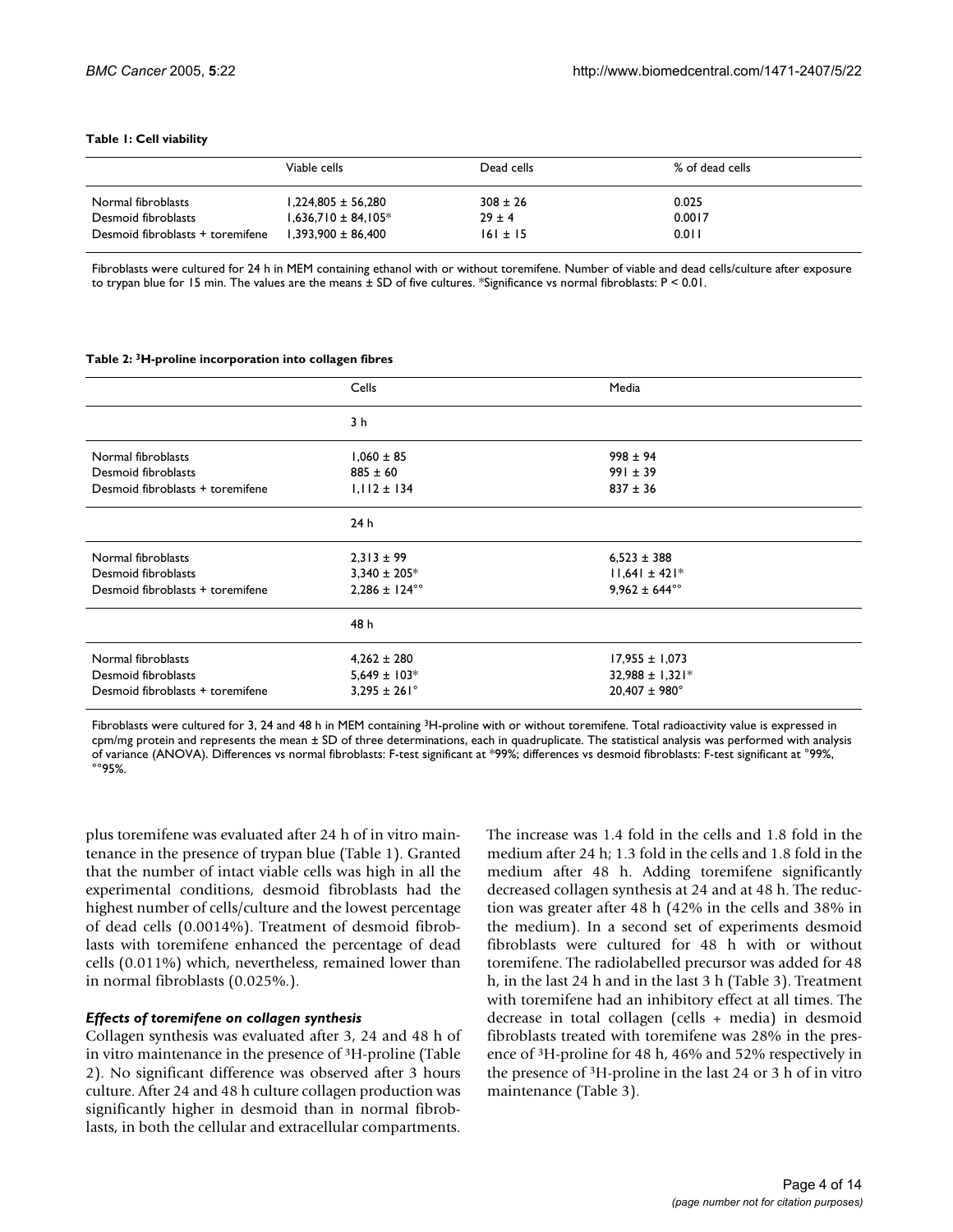**Table 1: Cell viability**

| | Viable cells | Dead cells | % of dead cells |
|---|---|---|---|
| Normal fibroblasts | 1,224,805 ± 56,280 | 308 ± 26 | 0.025 |
| Desmoid fibroblasts | 1,636,710 ± 84,105* | 29 ± 4 | 0.0017 |
| Desmoid fibroblasts + toremifene | 1,393,900 ± 86,400 | 161 ± 15 | 0.011 |

Fibroblasts were cultured for 24 h in MEM containing ethanol with or without toremifene. Number of viable and dead cells/culture after exposure to trypan blue for 15 min. The values are the means ± SD of five cultures. *Significance vs normal fibroblasts: P < 0.01.

**Table 2: $^3$H-proline incorporation into collagen fibres**

| | Cells | Media |
|---|---|---|
| | 3 h | |
| Normal fibroblasts | 1,060 ± 85 | 998 ± 94 |
| Desmoid fibroblasts | 885 ± 60 | 991 ± 39 |
| Desmoid fibroblasts + toremifene | 1,112 ± 134 | 837 ± 36 |
| | 24 h | |
| Normal fibroblasts | 2,313 ± 99 | 6,523 ± 388 |
| Desmoid fibroblasts | 3,340 ± 205* | 11,641 ± 421* |
| Desmoid fibroblasts + toremifene | 2,286 ± 124°° | 9,962 ± 644°° |
| | 48 h | |
| Normal fibroblasts | 4,262 ± 280 | 17,955 ± 1,073 |
| Desmoid fibroblasts | 5,649 ± 103* | 32,988 ± 1,321* |
| Desmoid fibroblasts + toremifene | 3,295 ± 261° | 20,407 ± 980° |

Fibroblasts were cultured for 3, 24 and 48 h in MEM containing $^3$H-proline with or without toremifene. Total radioactivity value is expressed in cpm/mg protein and represents the mean ± SD of three determinations, each in quadruplicate. The statistical analysis was performed with analysis of variance (ANOVA). Differences vs normal fibroblasts: F-test significant at *99%; differences vs desmoid fibroblasts: F-test significant at °99%, °°95%.

plus toremifene was evaluated after 24 h of in vitro maintenance in the presence of trypan blue (Table 1). Granted that the number of intact viable cells was high in all the experimental conditions, desmoid fibroblasts had the highest number of cells/culture and the lowest percentage of dead cells (0.0014%). Treatment of desmoid fibroblasts with toremifene enhanced the percentage of dead cells (0.011%) which, nevertheless, remained lower than in normal fibroblasts (0.025%.).

### *Effects of toremifene on collagen synthesis*

Collagen synthesis was evaluated after 3, 24 and 48 h of in vitro maintenance in the presence of $^3$H-proline (Table 2). No significant difference was observed after 3 hours culture. After 24 and 48 h culture collagen production was significantly higher in desmoid than in normal fibroblasts, in both the cellular and extracellular compartments. The increase was 1.4 fold in the cells and 1.8 fold in the medium after 24 h; 1.3 fold in the cells and 1.8 fold in the medium after 48 h. Adding toremifene significantly decreased collagen synthesis at 24 and at 48 h. The reduction was greater after 48 h (42% in the cells and 38% in the medium). In a second set of experiments desmoid fibroblasts were cultured for 48 h with or without toremifene. The radiolabelled precursor was added for 48 h, in the last 24 h and in the last 3 h (Table 3). Treatment with toremifene had an inhibitory effect at all times. The decrease in total collagen (cells + media) in desmoid fibroblasts treated with toremifene was 28% in the presence of $^3$H-proline for 48 h, 46% and 52% respectively in the presence of $^3$H-proline in the last 24 or 3 h of in vitro maintenance (Table 3).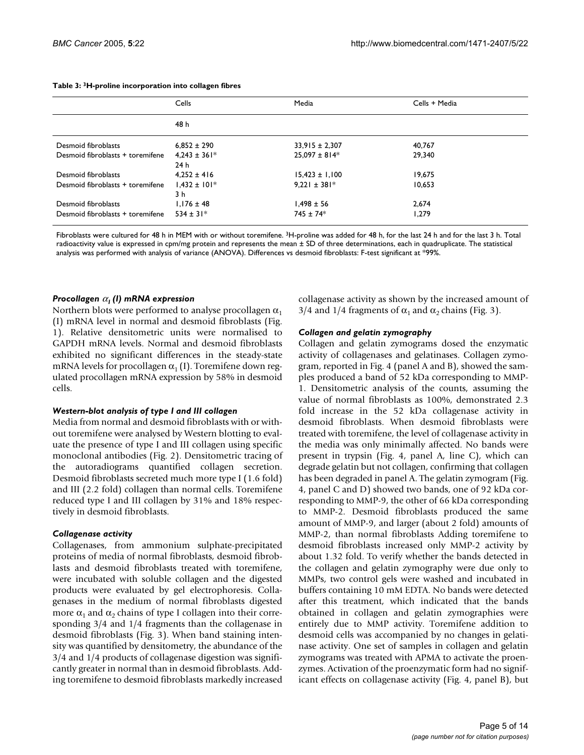**Table 3: $^{3}$H-proline incorporation into collagen fibres**

| | Cells | Media | Cells + Media |
|---|---|---|---|
| | 48 h | | |
| Desmoid fibroblasts | 6,852 ± 290 | 33,915 ± 2,307 | 40,767 |
| Desmoid fibroblasts + toremifene | 4,243 ± 361* | 25,097 ± 814* | 29,340 |
| | 24 h | | |
| Desmoid fibroblasts | 4,252 ± 416 | 15,423 ± 1,100 | 19,675 |
| Desmoid fibroblasts + toremifene | 1,432 ± 101* | 9,221 ± 381* | 10,653 |
| | 3 h | | |
| Desmoid fibroblasts | 1,176 ± 48 | 1,498 ± 56 | 2,674 |
| Desmoid fibroblasts + toremifene | 534 ± 31* | 745 ± 74* | 1,279 |

Fibroblasts were cultured for 48 h in MEM with or without toremifene. $^{3}$H-proline was added for 48 h, for the last 24 h and for the last 3 h. Total radioactivity value is expressed in cpm/mg protein and represents the mean ± SD of three determinations, each in quadruplicate. The statistical analysis was performed with analysis of variance (ANOVA). Differences vs desmoid fibroblasts: F-test significant at *99%.

### *Procollagen $\alpha_1$ (I) mRNA expression*

Northern blots were performed to analyse procollagen $\alpha_1$ (I) mRNA level in normal and desmoid fibroblasts (Fig. 1). Relative densitometric units were normalised to GAPDH mRNA levels. Normal and desmoid fibroblasts exhibited no significant differences in the steady-state mRNA levels for procollagen $\alpha_1$ (I). Toremifene down regulated procollagen mRNA expression by 58% in desmoid cells.

### *Western-blot analysis of type I and III collagen*

Media from normal and desmoid fibroblasts with or without toremifene were analysed by Western blotting to evaluate the presence of type I and III collagen using specific monoclonal antibodies (Fig. 2). Densitometric tracing of the autoradiograms quantified collagen secretion. Desmoid fibroblasts secreted much more type I (1.6 fold) and III (2.2 fold) collagen than normal cells. Toremifene reduced type I and III collagen by 31% and 18% respectively in desmoid fibroblasts.

### *Collagenase activity*

Collagenases, from ammonium sulphate-precipitated proteins of media of normal fibroblasts, desmoid fibroblasts and desmoid fibroblasts treated with toremifene, were incubated with soluble collagen and the digested products were evaluated by gel electrophoresis. Collagenases in the medium of normal fibroblasts digested more $\alpha_1$ and $\alpha_2$ chains of type I collagen into their corresponding 3/4 and 1/4 fragments than the collagenase in desmoid fibroblasts (Fig. 3). When band staining intensity was quantified by densitometry, the abundance of the 3/4 and 1/4 products of collagenase digestion was significantly greater in normal than in desmoid fibroblasts. Adding toremifene to desmoid fibroblasts markedly increased collagenase activity as shown by the increased amount of 3/4 and 1/4 fragments of $\alpha_1$ and $\alpha_2$ chains (Fig. 3).

### *Collagen and gelatin zymography*

Collagen and gelatin zymograms dosed the enzymatic activity of collagenases and gelatinases. Collagen zymogram, reported in Fig. 4 (panel A and B), showed the samples produced a band of 52 kDa corresponding to MMP-1. Densitometric analysis of the counts, assuming the value of normal fibroblasts as 100%, demonstrated 2.3 fold increase in the 52 kDa collagenase activity in desmoid fibroblasts. When desmoid fibroblasts were treated with toremifene, the level of collagenase activity in the media was only minimally affected. No bands were present in trypsin (Fig. 4, panel A, line C), which can degrade gelatin but not collagen, confirming that collagen has been degraded in panel A. The gelatin zymogram (Fig. 4, panel C and D) showed two bands, one of 92 kDa corresponding to MMP-9, the other of 66 kDa corresponding to MMP-2. Desmoid fibroblasts produced the same amount of MMP-9, and larger (about 2 fold) amounts of MMP-2, than normal fibroblasts Adding toremifene to desmoid fibroblasts increased only MMP-2 activity by about 1.32 fold. To verify whether the bands detected in the collagen and gelatin zymography were due only to MMPs, two control gels were washed and incubated in buffers containing 10 mM EDTA. No bands were detected after this treatment, which indicated that the bands obtained in collagen and gelatin zymographies were entirely due to MMP activity. Toremifene addition to desmoid cells was accompanied by no changes in gelatinase activity. One set of samples in collagen and gelatin zymograms was treated with APMA to activate the proenzymes. Activation of the proenzymatic form had no significant effects on collagenase activity (Fig. 4, panel B), but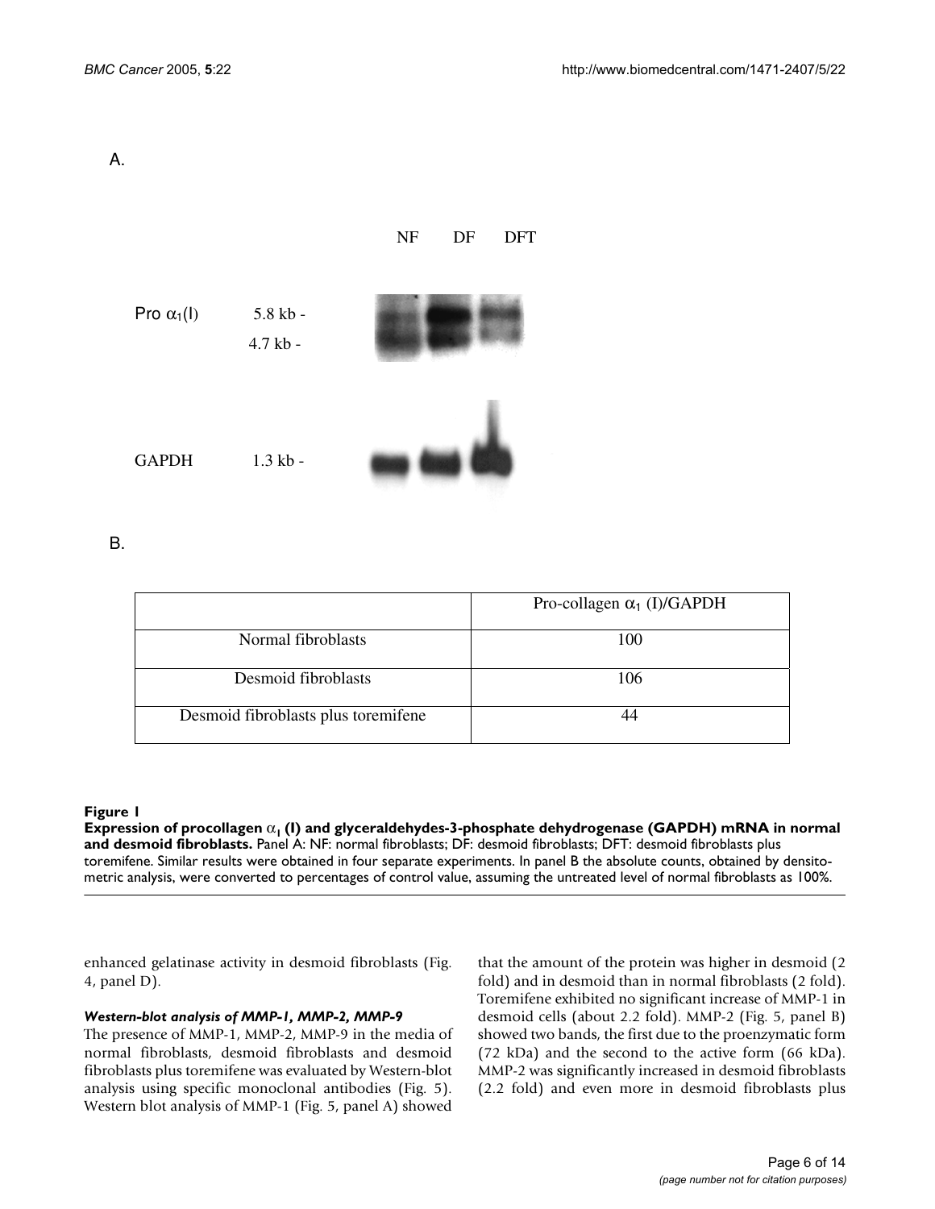A.

NF DF DFT

Pro $\alpha_1$(I) 5.8 kb - 4.7 kb -

GAPDH 1.3 kb -

B.

| | Pro-collagen $\alpha_1$ (I)/GAPDH |
|---|---|
| Normal fibroblasts | 100 |
| Desmoid fibroblasts | 106 |
| Desmoid fibroblasts plus toremifene | 44 |

**Figure 1**

**Expression of procollagen $\alpha_1$ (I) and glyceraldehydes-3-phosphate dehydrogenase (GAPDH) mRNA in normal and desmoid fibroblasts.** Panel A: NF: normal fibroblasts; DF: desmoid fibroblasts; DFT: desmoid fibroblasts plus toremifene. Similar results were obtained in four separate experiments. In panel B the absolute counts, obtained by densitometric analysis, were converted to percentages of control value, assuming the untreated level of normal fibroblasts as 100%.

enhanced gelatinase activity in desmoid fibroblasts (Fig. 4, panel D).

### *Western-blot analysis of MMP-1, MMP-2, MMP-9*

The presence of MMP-1, MMP-2, MMP-9 in the media of normal fibroblasts, desmoid fibroblasts and desmoid fibroblasts plus toremifene was evaluated by Western-blot analysis using specific monoclonal antibodies (Fig. 5). Western blot analysis of MMP-1 (Fig. 5, panel A) showed that the amount of the protein was higher in desmoid (2 fold) and in desmoid than in normal fibroblasts (2 fold). Toremifene exhibited no significant increase of MMP-1 in desmoid cells (about 2.2 fold). MMP-2 (Fig. 5, panel B) showed two bands, the first due to the proenzymatic form (72 kDa) and the second to the active form (66 kDa). MMP-2 was significantly increased in desmoid fibroblasts (2.2 fold) and even more in desmoid fibroblasts plus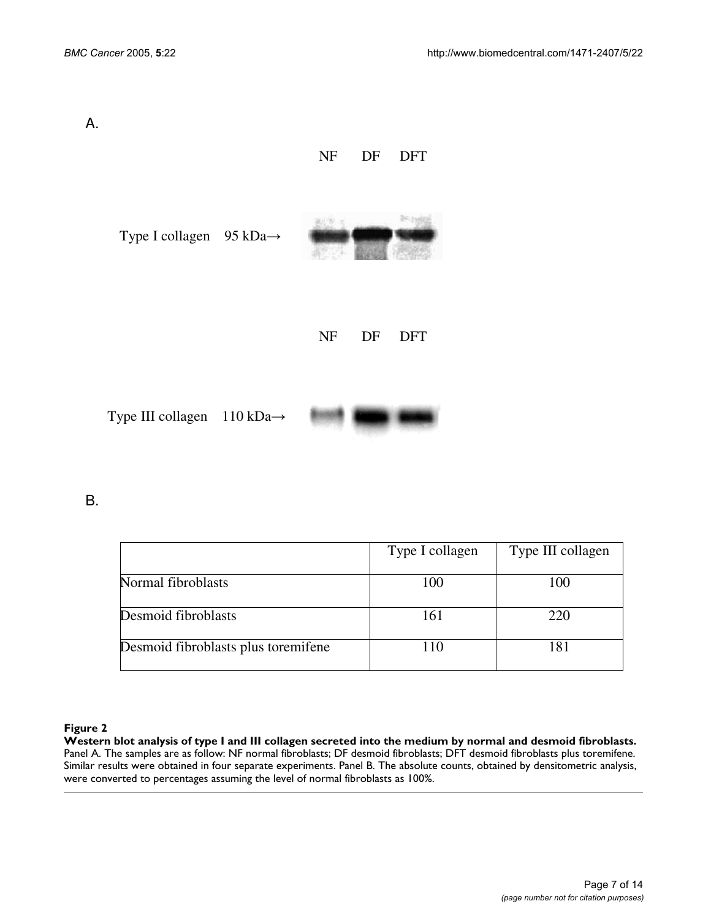A.

NF DF DFT

Type I collagen 95 kDa→

NF DF DFT

Type III collagen 110 kDa→

B.

| | Type I collagen | Type III collagen |
|---|---|---|
| Normal fibroblasts | 100 | 100 |
| Desmoid fibroblasts | 161 | 220 |
| Desmoid fibroblasts plus toremifene | 110 | 181 |

**Figure 2**

**Western blot analysis of type I and III collagen secreted into the medium by normal and desmoid fibroblasts.** Panel A. The samples are as follow: NF normal fibroblasts; DF desmoid fibroblasts; DFT desmoid fibroblasts plus toremifene. Similar results were obtained in four separate experiments. Panel B. The absolute counts, obtained by densitometric analysis, were converted to percentages assuming the level of normal fibroblasts as 100%.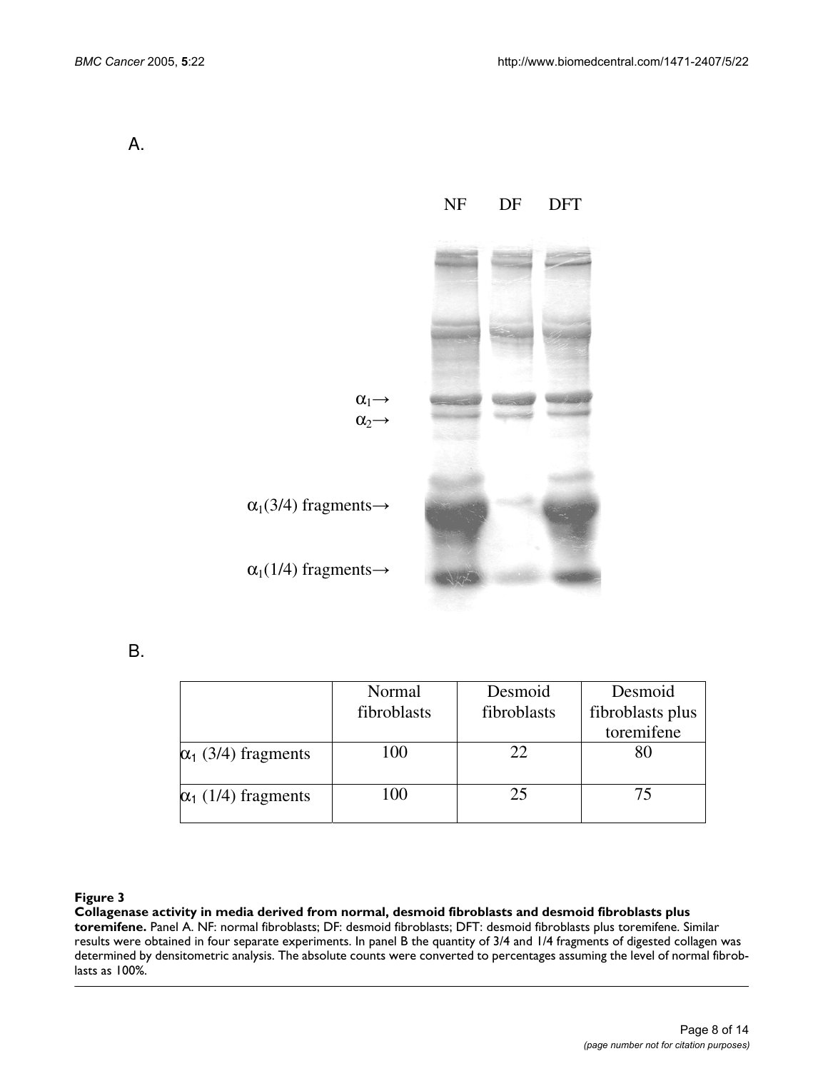A.

NF DF DFT

$\alpha_1 \rightarrow$

$\alpha_2 \rightarrow$

$\alpha_1$(3/4) fragments→

$\alpha_1$(1/4) fragments→

B.

| | Normal fibroblasts | Desmoid fibroblasts | Desmoid fibroblasts plus toremifene |
|---|---|---|---|
| $\alpha_1$ (3/4) fragments | 100 | 22 | 80 |
| $\alpha_1$ (1/4) fragments | 100 | 25 | 75 |

**Figure 3**

**Collagenase activity in media derived from normal, desmoid fibroblasts and desmoid fibroblasts plus toremifene.** Panel A. NF: normal fibroblasts; DF: desmoid fibroblasts; DFT: desmoid fibroblasts plus toremifene. Similar results were obtained in four separate experiments. In panel B the quantity of 3/4 and 1/4 fragments of digested collagen was determined by densitometric analysis. The absolute counts were converted to percentages assuming the level of normal fibroblasts as 100%.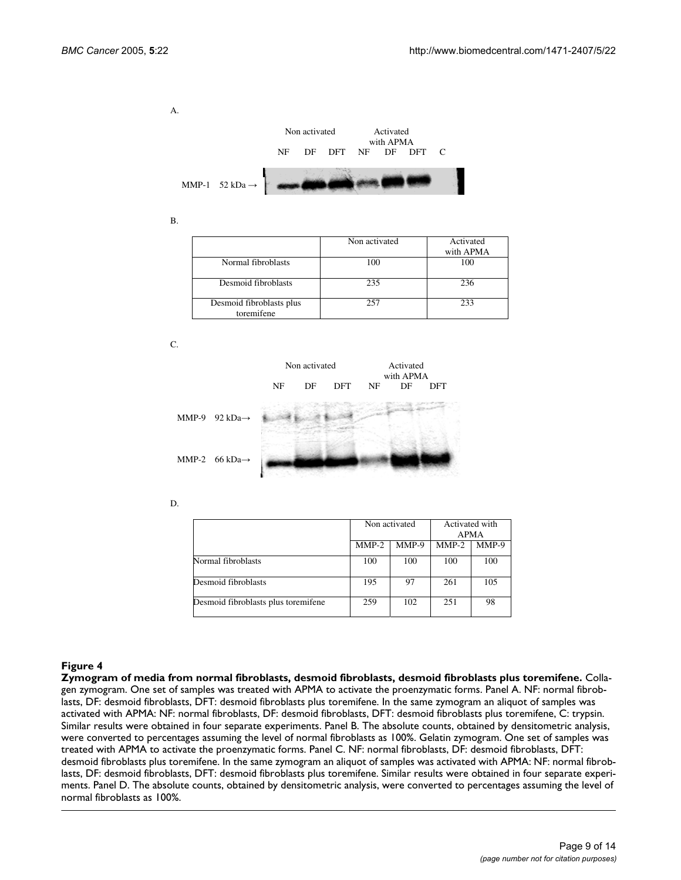A.

| | Non activated | | | Activated with APMA | | | |
|---|---|---|---|---|---|---|---|
| | NF | DF | DFT | NF | DF | DFT | C |

MMP-1 52 kDa →

B.

| | Non activated | Activated with APMA |
|---|---|---|
| Normal fibroblasts | 100 | 100 |
| Desmoid fibroblasts | 235 | 236 |
| Desmoid fibroblasts plus toremifene | 257 | 233 |

C.

| | Non activated | | | Activated with APMA | | |
|---|---|---|---|---|---|---|
| | NF | DF | DFT | NF | DF | DFT |

MMP-9 92 kDa→

MMP-2 66 kDa→

D.

| | Non activated | | Activated with APMA | |
|---|---|---|---|---|
| | MMP-2 | MMP-9 | MMP-2 | MMP-9 |
| Normal fibroblasts | 100 | 100 | 100 | 100 |
| Desmoid fibroblasts | 195 | 97 | 261 | 105 |
| Desmoid fibroblasts plus toremifene | 259 | 102 | 251 | 98 |

#### Figure 4

**Zymogram of media from normal fibroblasts, desmoid fibroblasts, desmoid fibroblasts plus toremifene.** Collagen zymogram. One set of samples was treated with APMA to activate the proenzymatic forms. Panel A. NF: normal fibroblasts, DF: desmoid fibroblasts, DFT: desmoid fibroblasts plus toremifene. In the same zymogram an aliquot of samples was activated with APMA: NF: normal fibroblasts, DF: desmoid fibroblasts, DFT: desmoid fibroblasts plus toremifene, C: trypsin. Similar results were obtained in four separate experiments. Panel B. The absolute counts, obtained by densitometric analysis, were converted to percentages assuming the level of normal fibroblasts as 100%. Gelatin zymogram. One set of samples was treated with APMA to activate the proenzymatic forms. Panel C. NF: normal fibroblasts, DF: desmoid fibroblasts, DFT: desmoid fibroblasts plus toremifene. In the same zymogram an aliquot of samples was activated with APMA: NF: normal fibroblasts, DF: desmoid fibroblasts, DFT: desmoid fibroblasts plus toremifene. Similar results were obtained in four separate experiments. Panel D. The absolute counts, obtained by densitometric analysis, were converted to percentages assuming the level of normal fibroblasts as 100%.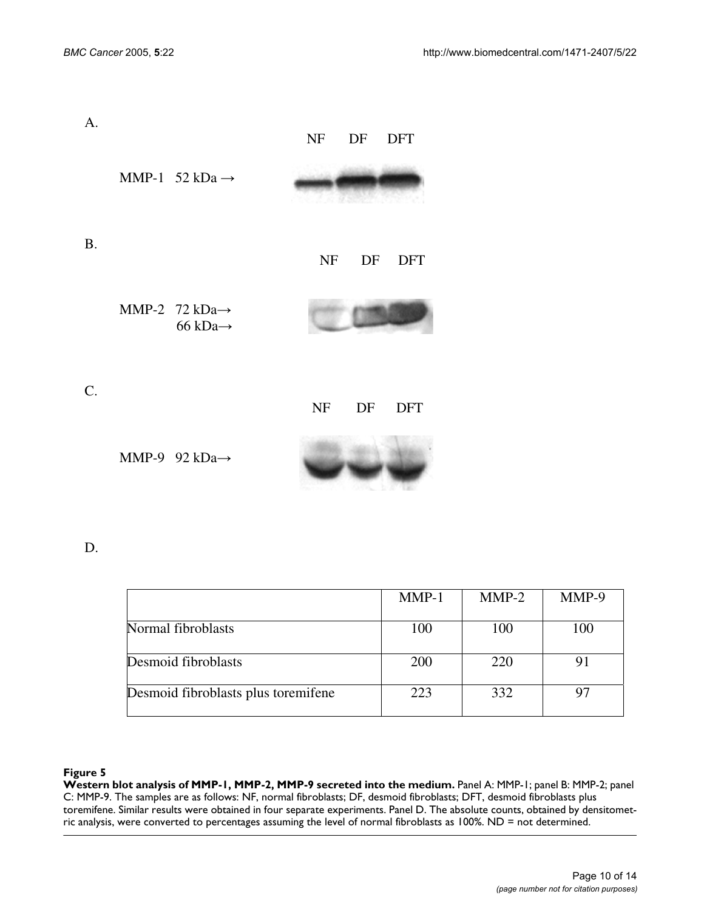A.

NF DF DFT

MMP-1 52 kDa →

B.

NF DF DFT

MMP-2 72 kDa→
66 kDa→

C.

NF DF DFT

MMP-9 92 kDa→

D.

| | MMP-1 | MMP-2 | MMP-9 |
|---|---|---|---|
| Normal fibroblasts | 100 | 100 | 100 |
| Desmoid fibroblasts | 200 | 220 | 91 |
| Desmoid fibroblasts plus toremifene | 223 | 332 | 97 |

**Figure 5**

**Western blot analysis of MMP-1, MMP-2, MMP-9 secreted into the medium.** Panel A: MMP-1; panel B: MMP-2; panel C: MMP-9. The samples are as follows: NF, normal fibroblasts; DF, desmoid fibroblasts; DFT, desmoid fibroblasts plus toremifene. Similar results were obtained in four separate experiments. Panel D. The absolute counts, obtained by densitometric analysis, were converted to percentages assuming the level of normal fibroblasts as 100%. ND = not determined.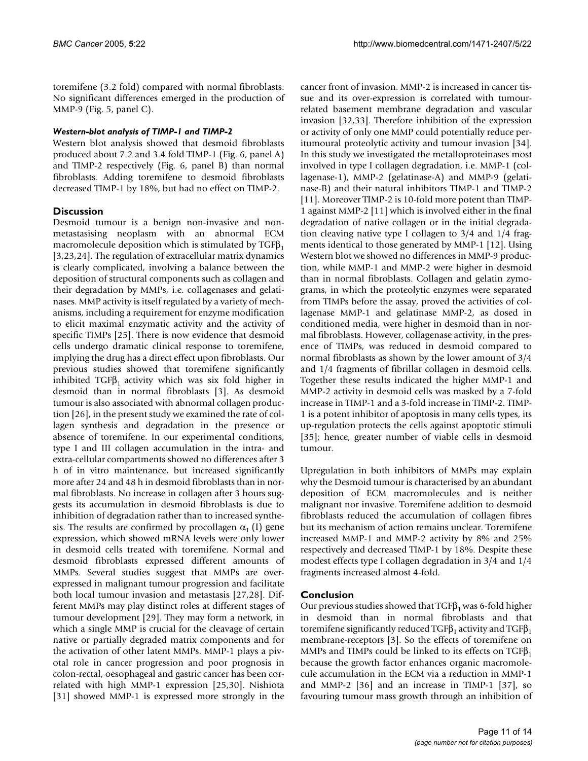toremifene (3.2 fold) compared with normal fibroblasts. No significant differences emerged in the production of MMP-9 (Fig. 5, panel C).

#### *Western-blot analysis of TIMP-1 and TIMP-2*

Western blot analysis showed that desmoid fibroblasts produced about 7.2 and 3.4 fold TIMP-1 (Fig. 6, panel A) and TIMP-2 respectively (Fig. 6, panel B) than normal fibroblasts. Adding toremifene to desmoid fibroblasts decreased TIMP-1 by 18%, but had no effect on TIMP-2.

## Discussion

Desmoid tumour is a benign non-invasive and non-metastasising neoplasm with an abnormal ECM macromolecule deposition which is stimulated by $TGF\beta_1$ [3,23,24]. The regulation of extracellular matrix dynamics is clearly complicated, involving a balance between the deposition of structural components such as collagen and their degradation by MMPs, i.e. collagenases and gelatinases. MMP activity is itself regulated by a variety of mechanisms, including a requirement for enzyme modification to elicit maximal enzymatic activity and the activity of specific TIMPs [25]. There is now evidence that desmoid cells undergo dramatic clinical response to toremifene, implying the drug has a direct effect upon fibroblasts. Our previous studies showed that toremifene significantly inhibited $TGF\beta_1$ activity which was six fold higher in desmoid than in normal fibroblasts [3]. As desmoid tumour is also associated with abnormal collagen production [26], in the present study we examined the rate of collagen synthesis and degradation in the presence or absence of toremifene. In our experimental conditions, type I and III collagen accumulation in the intra- and extra-cellular compartments showed no differences after 3 h of in vitro maintenance, but increased significantly more after 24 and 48 h in desmoid fibroblasts than in normal fibroblasts. No increase in collagen after 3 hours suggests its accumulation in desmoid fibroblasts is due to inhibition of degradation rather than to increased synthesis. The results are confirmed by procollagen $\alpha_1$ (I) gene expression, which showed mRNA levels were only lower in desmoid cells treated with toremifene. Normal and desmoid fibroblasts expressed different amounts of MMPs. Several studies suggest that MMPs are over-expressed in malignant tumour progression and facilitate both local tumour invasion and metastasis [27,28]. Different MMPs may play distinct roles at different stages of tumour development [29]. They may form a network, in which a single MMP is crucial for the cleavage of certain native or partially degraded matrix components and for the activation of other latent MMPs. MMP-1 plays a pivotal role in cancer progression and poor prognosis in colon-rectal, oesophageal and gastric cancer has been correlated with high MMP-1 expression [25,30]. Nishiota [31] showed MMP-1 is expressed more strongly in the cancer front of invasion. MMP-2 is increased in cancer tissue and its over-expression is correlated with tumour-related basement membrane degradation and vascular invasion [32,33]. Therefore inhibition of the expression or activity of only one MMP could potentially reduce peritumoural proteolytic activity and tumour invasion [34]. In this study we investigated the metalloproteinases most involved in type I collagen degradation, i.e. MMP-1 (collagenase-1), MMP-2 (gelatinase-A) and MMP-9 (gelatinase-B) and their natural inhibitors TIMP-1 and TIMP-2 [11]. Moreover TIMP-2 is 10-fold more potent than TIMP-1 against MMP-2 [11] which is involved either in the final degradation of native collagen or in the initial degradation cleaving native type I collagen to 3/4 and 1/4 fragments identical to those generated by MMP-1 [12]. Using Western blot we showed no differences in MMP-9 production, while MMP-1 and MMP-2 were higher in desmoid than in normal fibroblasts. Collagen and gelatin zymograms, in which the proteolytic enzymes were separated from TIMPs before the assay, proved the activities of collagenase MMP-1 and gelatinase MMP-2, as dosed in conditioned media, were higher in desmoid than in normal fibroblasts. However, collagenase activity, in the presence of TIMPs, was reduced in desmoid compared to normal fibroblasts as shown by the lower amount of 3/4 and 1/4 fragments of fibrillar collagen in desmoid cells. Together these results indicated the higher MMP-1 and MMP-2 activity in desmoid cells was masked by a 7-fold increase in TIMP-1 and a 3-fold increase in TIMP-2. TIMP-1 is a potent inhibitor of apoptosis in many cells types, its up-regulation protects the cells against apoptotic stimuli [35]; hence, greater number of viable cells in desmoid tumour.

Upregulation in both inhibitors of MMPs may explain why the Desmoid tumour is characterised by an abundant deposition of ECM macromolecules and is neither malignant nor invasive. Toremifene addition to desmoid fibroblasts reduced the accumulation of collagen fibres but its mechanism of action remains unclear. Toremifene increased MMP-1 and MMP-2 activity by 8% and 25% respectively and decreased TIMP-1 by 18%. Despite these modest effects type I collagen degradation in 3/4 and 1/4 fragments increased almost 4-fold.

## Conclusion

Our previous studies showed that $TGF\beta_1$ was 6-fold higher in desmoid than in normal fibroblasts and that toremifene significantly reduced $TGF\beta_1$ activity and $TGF\beta_1$ membrane-receptors [3]. So the effects of toremifene on MMPs and TIMPs could be linked to its effects on $TGF\beta_1$ because the growth factor enhances organic macromolecule accumulation in the ECM via a reduction in MMP-1 and MMP-2 [36] and an increase in TIMP-1 [37], so favouring tumour mass growth through an inhibition of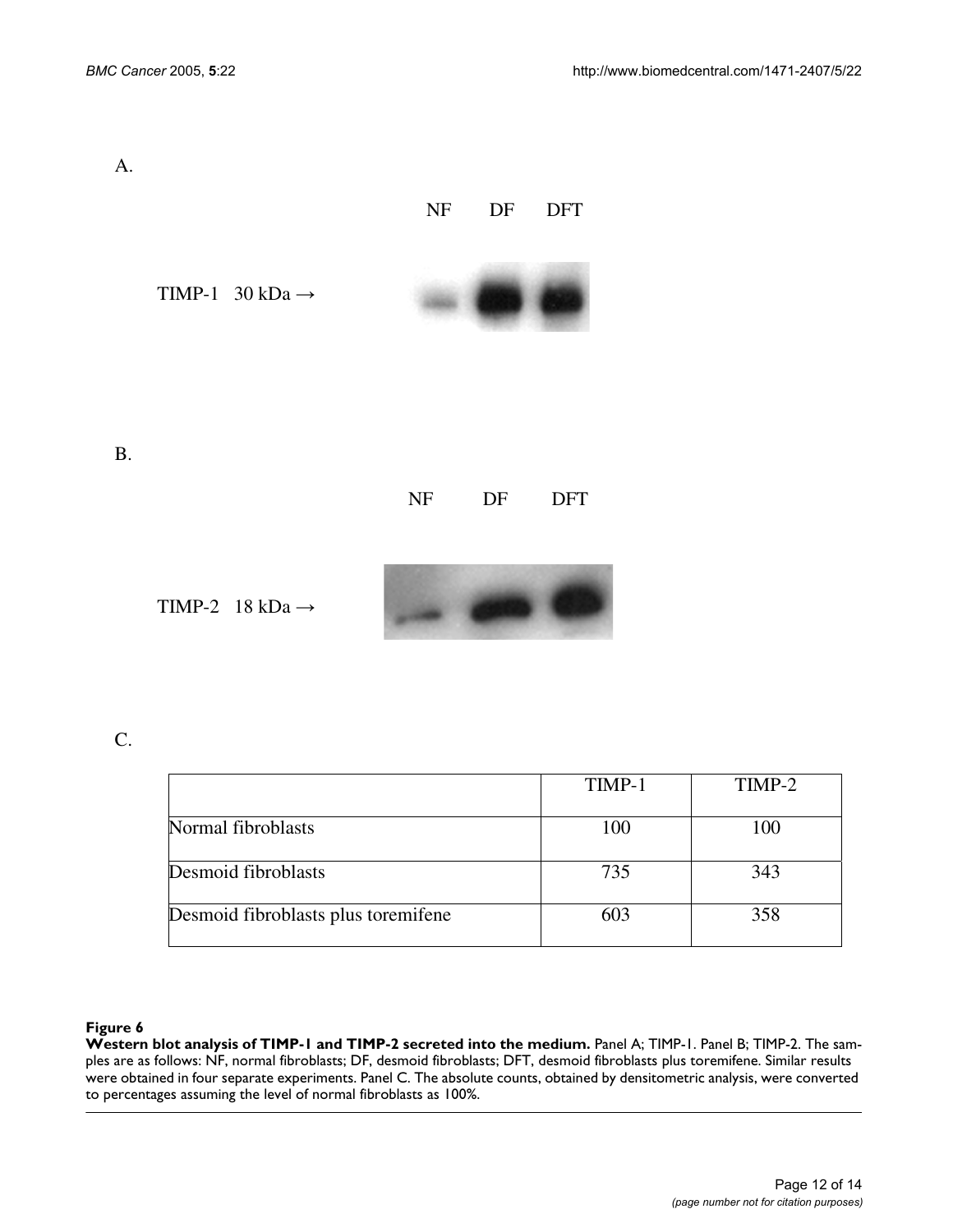A.

NF DF DFT

TIMP-1 30 kDa →

B.

NF DF DFT

TIMP-2 18 kDa →

C.

| | TIMP-1 | TIMP-2 |
|---|---|---|
| Normal fibroblasts | 100 | 100 |
| Desmoid fibroblasts | 735 | 343 |
| Desmoid fibroblasts plus toremifene | 603 | 358 |

**Figure 6**

**Western blot analysis of TIMP-1 and TIMP-2 secreted into the medium.** Panel A; TIMP-1. Panel B; TIMP-2. The samples are as follows: NF, normal fibroblasts; DF, desmoid fibroblasts; DFT, desmoid fibroblasts plus toremifene. Similar results were obtained in four separate experiments. Panel C. The absolute counts, obtained by densitometric analysis, were converted to percentages assuming the level of normal fibroblasts as 100%.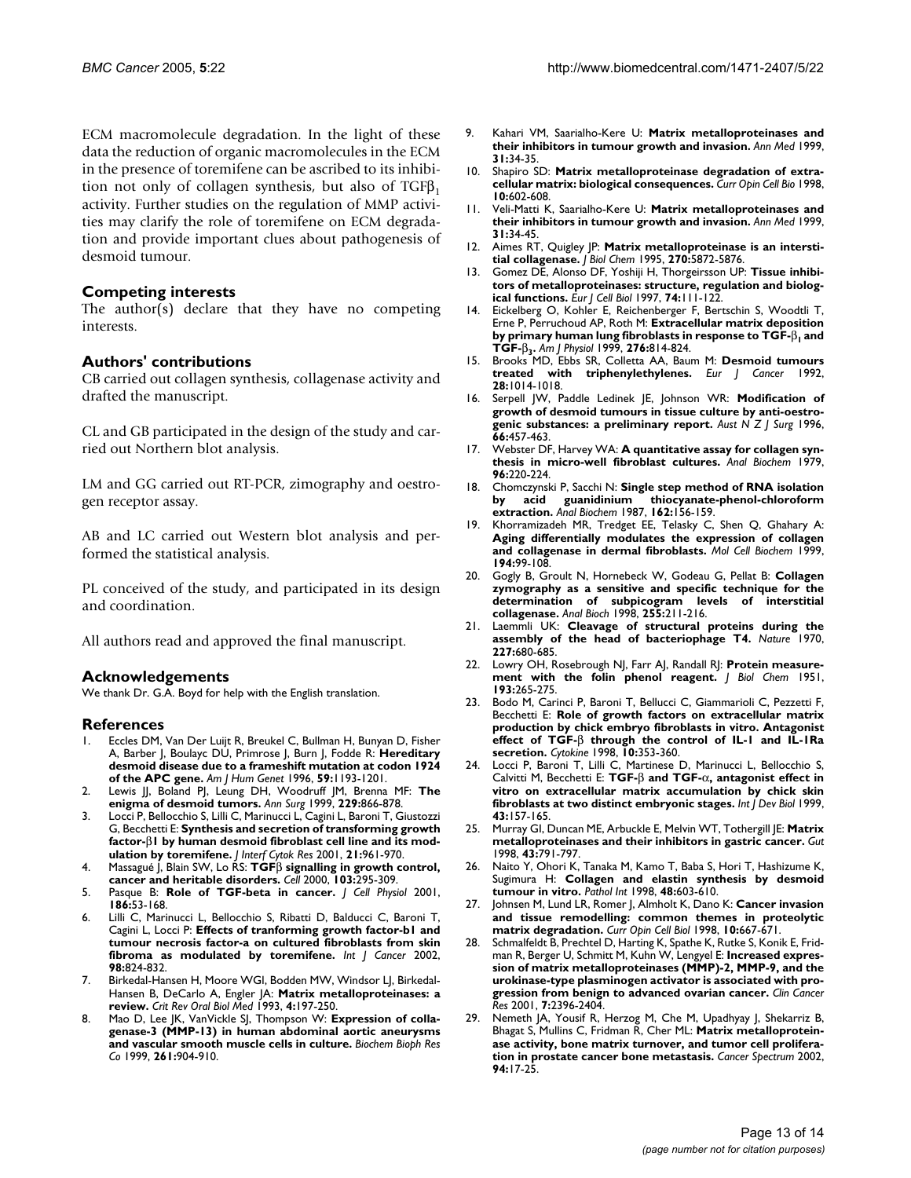ECM macromolecule degradation. In the light of these data the reduction of organic macromolecules in the ECM in the presence of toremifene can be ascribed to its inhibition not only of collagen synthesis, but also of $TGF\beta_1$ activity. Further studies on the regulation of MMP activities may clarify the role of toremifene on ECM degradation and provide important clues about pathogenesis of desmoid tumour.

## Competing interests

The author(s) declare that they have no competing interests.

## Authors' contributions

CB carried out collagen synthesis, collagenase activity and drafted the manuscript.

CL and GB participated in the design of the study and carried out Northern blot analysis.

LM and GG carried out RT-PCR, zimography and oestrogen receptor assay.

AB and LC carried out Western blot analysis and performed the statistical analysis.

PL conceived of the study, and participated in its design and coordination.

All authors read and approved the final manuscript.

## Acknowledgements

We thank Dr. G.A. Boyd for help with the English translation.

## References

1. Eccles DM, Van Der Luijt R, Breukel C, Bullman H, Bunyan D, Fisher A, Barber J, Boulayc DU, Primrose J, Burn J, Fodde R: **Hereditary desmoid disease due to a frameshift mutation at codon 1924 of the APC gene.** *Am J Hum Genet* 1996, **59:**1193-1201.
2. Lewis JJ, Boland PJ, Leung DH, Woodruff JM, Brenna MF: **The enigma of desmoid tumors.** *Ann Surg* 1999, **229:**866-878.
3. Locci P, Bellocchio S, Lilli C, Marinucci L, Cagini L, Baroni T, Giustozzi G, Becchetti E: **Synthesis and secretion of transforming growth factor-β1 by human desmoid fibroblast cell line and its modulation by toremifene.** *J Interf Cytok Res* 2001, **21:**961-970.
4. Massagué J, Blain SW, Lo RS: **TGFβ signalling in growth control, cancer and heritable disorders.** *Cell* 2000, **103:**295-309.
5. Pasque B: **Role of TGF-beta in cancer.** *J Cell Physiol* 2001, **186:**53-168.
6. Lilli C, Marinucci L, Bellocchio S, Ribatti D, Balducci C, Baroni T, Cagini L, Locci P: **Effects of tranforming growth factor-b1 and tumour necrosis factor-a on cultured fibroblasts from skin fibroma as modulated by toremifene.** *Int J Cancer* 2002, **98:**824-832.
7. Birkedal-Hansen H, Moore WGI, Bodden MW, Windsor LJ, Birkedal-Hansen B, DeCarlo A, Engler JA: **Matrix metalloproteinases: a review.** *Crit Rev Oral Biol Med* 1993, **4:**197-250.
8. Mao D, Lee JK, VanVickle SJ, Thompson W: **Expression of collagenase-3 (MMP-13) in human abdominal aortic aneurysms and vascular smooth muscle cells in culture.** *Biochem Bioph Res Co* 1999, **261:**904-910.
9. Kahari VM, Saarialho-Kere U: **Matrix metalloproteinases and their inhibitors in tumour growth and invasion.** *Ann Med* 1999, **31:**34-35.
10. Shapiro SD: **Matrix metalloproteinase degradation of extracellular matrix: biological consequences.** *Curr Opin Cell Bio* 1998, **10:**602-608.
11. Veli-Matti K, Saarialho-Kere U: **Matrix metalloproteinases and their inhibitors in tumour growth and invasion.** *Ann Med* 1999, **31:**34-45.
12. Aimes RT, Quigley JP: **Matrix metalloproteinase is an interstitial collagenase.** *J Biol Chem* 1995, **270:**5872-5876.
13. Gomez DE, Alonso DF, Yoshiji H, Thorgeirsson UP: **Tissue inhibitors of metalloproteinases: structure, regulation and biological functions.** *Eur J Cell Biol* 1997, **74:**111-122.
14. Eickelberg O, Kohler E, Reichenberger F, Bertschin S, Woodtli T, Erne P, Perruchoud AP, Roth M: **Extracellular matrix deposition by primary human lung fibroblasts in response to TGF-$\beta_1$ and TGF-$\beta_3$.** *Am J Physiol* 1999, **276:**814-824.
15. Brooks MD, Ebbs SR, Colletta AA, Baum M: **Desmoid tumours treated with triphenylethylenes.** *Eur J Cancer* 1992, **28:**1014-1018.
16. Serpell JW, Paddle Ledinek JE, Johnson WR: **Modification of growth of desmoid tumours in tissue culture by anti-oestrogenic substances: a preliminary report.** *Aust N Z J Surg* 1996, **66:**457-463.
17. Webster DF, Harvey WA: **A quantitative assay for collagen synthesis in micro-well fibroblast cultures.** *Anal Biochem* 1979, **96:**220-224.
18. Chomczynski P, Sacchi N: **Single step method of RNA isolation by acid guanidinium thiocyanate-phenol-chloroform extraction.** *Anal Biochem* 1987, **162:**156-159.
19. Khorramizadeh MR, Tredget EE, Telasky C, Shen Q, Ghahary A: **Aging differentially modulates the expression of collagen and collagenase in dermal fibroblasts.** *Mol Cell Biochem* 1999, **194:**99-108.
20. Gogly B, Groult N, Hornebeck W, Godeau G, Pellat B: **Collagen zymography as a sensitive and specific technique for the determination of subpicogram levels of interstitial collagenase.** *Anal Bioch* 1998, **255:**211-216.
21. Laemmli UK: **Cleavage of structural proteins during the assembly of the head of bacteriophage T4.** *Nature* 1970, **227:**680-685.
22. Lowry OH, Rosebrough NJ, Farr AJ, Randall RJ: **Protein measurement with the folin phenol reagent.** *J Biol Chem* 1951, **193:**265-275.
23. Bodo M, Carinci P, Baroni T, Bellucci C, Giammarioli C, Pezzetti F, Becchetti E: **Role of growth factors on extracellular matrix production by chick embryo fibroblasts in vitro. Antagonist effect of TGF-β through the control of IL-1 and IL-1Ra secretion.** *Cytokine* 1998, **10:**353-360.
24. Locci P, Baroni T, Lilli C, Martinese D, Marinucci L, Bellocchio S, Calvitti M, Becchetti E: **TGF-β and TGF-α, antagonist effect in vitro on extracellular matrix accumulation by chick skin fibroblasts at two distinct embryonic stages.** *Int J Dev Biol* 1999, **43:**157-165.
25. Murray GI, Duncan ME, Arbuckle E, Melvin WT, Tothergill JE: **Matrix metalloproteinases and their inhibitors in gastric cancer.** *Gut* 1998, **43:**791-797.
26. Naito Y, Ohori K, Tanaka M, Kamo T, Baba S, Hori T, Hashizume K, Sugimura H: **Collagen and elastin synthesis by desmoid tumour in vitro.** *Pathol Int* 1998, **48:**603-610.
27. Johnsen M, Lund LR, Romer J, Almholt K, Dano K: **Cancer invasion and tissue remodelling: common themes in proteolytic matrix degradation.** *Curr Opin Cell Biol* 1998, **10:**667-671.
28. Schmalfeldt B, Prechtel D, Harting K, Spathe K, Rutke S, Konik E, Fridman R, Berger U, Schmitt M, Kuhn W, Lengyel E: **Increased expression of matrix metalloproteinases (MMP)-2, MMP-9, and the urokinase-type plasminogen activator is associated with progression from benign to advanced ovarian cancer.** *Clin Cancer Res* 2001, **7:**2396-2404.
29. Nemeth JA, Yousif R, Herzog M, Che M, Upadhyay J, Shekarriz B, Bhagat S, Mullins C, Fridman R, Cher ML: **Matrix metalloproteinase activity, bone matrix turnover, and tumor cell proliferation in prostate cancer bone metastasis.** *Cancer Spectrum* 2002, **94:**17-25.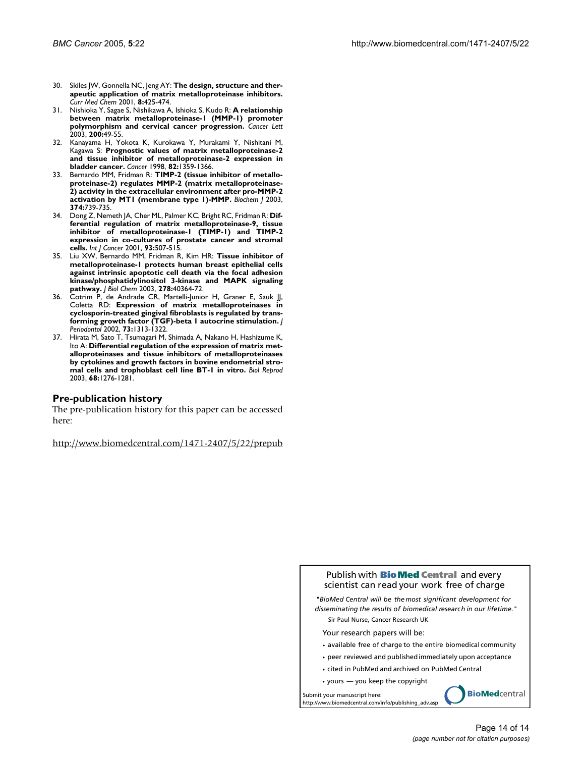30. Skiles JW, Gonnella NC, Jeng AY: **The design, structure and therapeutic application of matrix metalloproteinase inhibitors.** *Curr Med Chem* 2001, **8:**425-474.
31. Nishioka Y, Sagae S, Nishikawa A, Ishioka S, Kudo R: **A relationship between matrix metalloproteinase-1 (MMP-1) promoter polymorphism and cervical cancer progression.** *Cancer Lett* 2003, **200:**49-55.
32. Kanayama H, Yokota K, Kurokawa Y, Murakami Y, Nishitani M, Kagawa S: **Prognostic values of matrix metalloproteinase-2 and tissue inhibitor of metalloproteinase-2 expression in bladder cancer.** *Cancer* 1998, **82:**1359-1366.
33. Bernardo MM, Fridman R: **TIMP-2 (tissue inhibitor of metalloproteinase-2) regulates MMP-2 (matrix metalloproteinase-2) activity in the extracellular environment after pro-MMP-2 activation by MT1 (membrane type 1)-MMP.** *Biochem J* 2003, **374:**739-735.
34. Dong Z, Nemeth JA, Cher ML, Palmer KC, Bright RC, Fridman R: **Differential regulation of matrix metalloproteinase-9, tissue inhibitor of metalloproteinase-1 (TIMP-1) and TIMP-2 expression in co-cultures of prostate cancer and stromal cells.** *Int J Cancer* 2001, **93:**507-515.
35. Liu XW, Bernardo MM, Fridman R, Kim HR: **Tissue inhibitor of metalloproteinase-1 protects human breast epithelial cells against intrinsic apoptotic cell death via the focal adhesion kinase/phosphatidylinositol 3-kinase and MAPK signaling pathway.** *J Biol Chem* 2003, **278:**40364-72.
36. Cotrim P, de Andrade CR, Martelli-Junior H, Graner E, Sauk JJ, Coletta RD: **Expression of matrix metalloproteinases in cyclosporin-treated gingival fibroblasts is regulated by transforming growth factor (TGF)-beta 1 autocrine stimulation.** *J Periodontol* 2002, **73:**1313-1322.
37. Hirata M, Sato T, Tsumagari M, Shimada A, Nakano H, Hashizume K, Ito A: **Differential regulation of the expression of matrix metalloproteinases and tissue inhibitors of metalloproteinases by cytokines and growth factors in bovine endometrial stromal cells and trophoblast cell line BT-1 in vitro.** *Biol Reprod* 2003, **68:**1276-1281.

## Pre-publication history

The pre-publication history for this paper can be accessed here:

http://www.biomedcentral.com/1471-2407/5/22/prepub

Publish with **BioMed Central** and every scientist can read your work free of charge

*"BioMed Central will be the most significant development for disseminating the results of biomedical research in our lifetime."*

Sir Paul Nurse, Cancer Research UK

Your research papers will be:

- available free of charge to the entire biomedical community
- peer reviewed and published immediately upon acceptance
- cited in PubMed and archived on PubMed Central
- yours — you keep the copyright

Submit your manuscript here:
http://www.biomedcentral.com/info/publishing_adv.asp

**BioMed**central